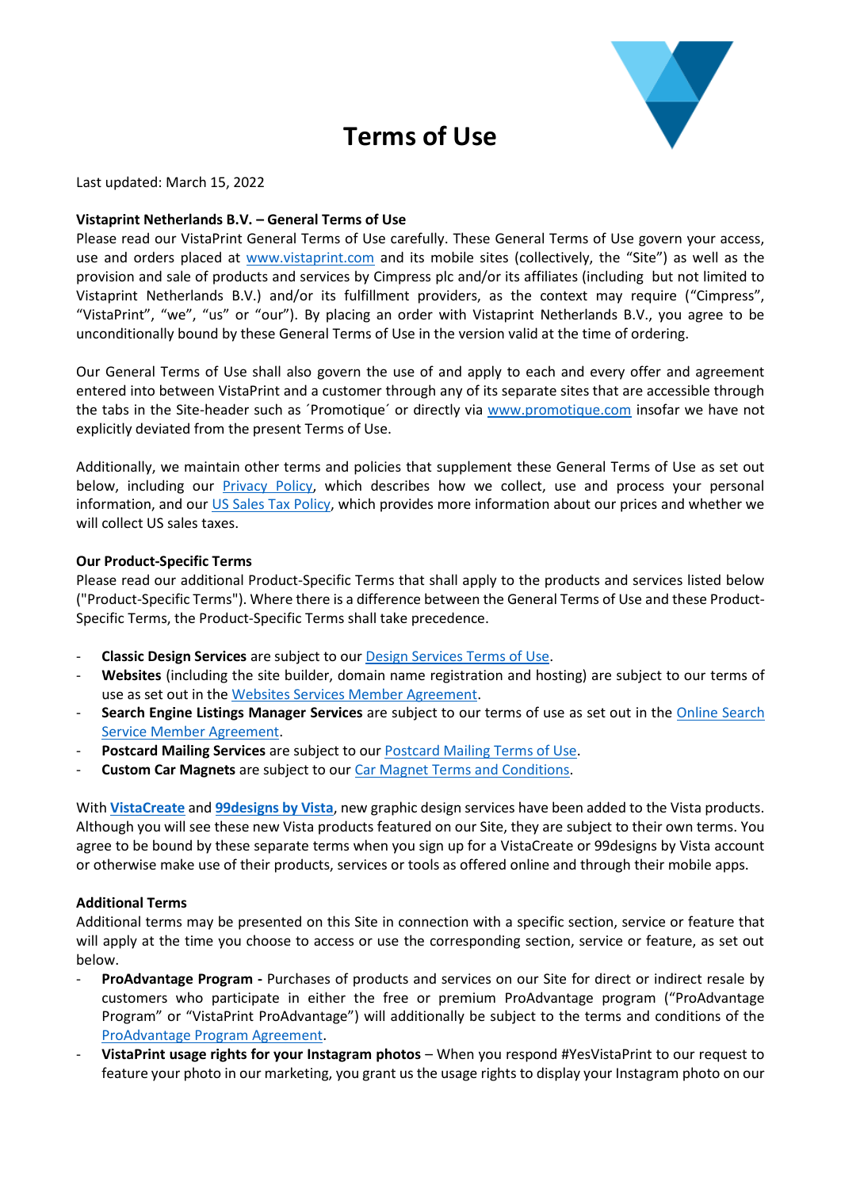# Terms of Use

Last updated: March 15, 2022

**Vistaprint Netherlands B.V. – General Terms of Use**

Please read our VistaPrint General Terms of Use carefully. These General Terms of Use govern your access, use and orders placed at www.vistaprint.com and its mobile sites (collectively, the "Site") as well as the provision and sale of products and services by Cimpress plc and/or its affiliates (including but not limited to Vistaprint Netherlands B.V.) and/or its fulfillment providers, as the context may require ("Cimpress", "VistaPrint", "we", "us" or "our"). By placing an order with Vistaprint Netherlands B.V., you agree to be unconditionally bound by these General Terms of Use in the version valid at the time of ordering.

Our General Terms of Use shall also govern the use of and apply to each and every offer and agreement entered into between VistaPrint and a customer through any of its separate sites that are accessible through the tabs in the Site-header such as ´Promotique´ or directly via www.promotique.com insofar we have not explicitly deviated from the present Terms of Use.

Additionally, we maintain other terms and policies that supplement these General Terms of Use as set out below, including our Privacy Policy, which describes how we collect, use and process your personal information, and our US Sales Tax Policy, which provides more information about our prices and whether we will collect US sales taxes.

**Our Product-Specific Terms**

Please read our additional Product-Specific Terms that shall apply to the products and services listed below ("Product-Specific Terms"). Where there is a difference between the General Terms of Use and these Product-Specific Terms, the Product-Specific Terms shall take precedence.

- **Classic Design Services** are subject to our Design Services Terms of Use.
- **Websites** (including the site builder, domain name registration and hosting) are subject to our terms of use as set out in the Websites Services Member Agreement.
- **Search Engine Listings Manager Services** are subject to our terms of use as set out in the Online Search Service Member Agreement.
- **Postcard Mailing Services** are subject to our Postcard Mailing Terms of Use.
- **Custom Car Magnets** are subject to our Car Magnet Terms and Conditions.

With **VistaCreate** and **99designs by Vista**, new graphic design services have been added to the Vista products. Although you will see these new Vista products featured on our Site, they are subject to their own terms. You agree to be bound by these separate terms when you sign up for a VistaCreate or 99designs by Vista account or otherwise make use of their products, services or tools as offered online and through their mobile apps.

**Additional Terms**

Additional terms may be presented on this Site in connection with a specific section, service or feature that will apply at the time you choose to access or use the corresponding section, service or feature, as set out below.

- **ProAdvantage Program -** Purchases of products and services on our Site for direct or indirect resale by customers who participate in either the free or premium ProAdvantage program ("ProAdvantage Program" or "VistaPrint ProAdvantage") will additionally be subject to the terms and conditions of the ProAdvantage Program Agreement.
- **VistaPrint usage rights for your Instagram photos** – When you respond #YesVistaPrint to our request to feature your photo in our marketing, you grant us the usage rights to display your Instagram photo on our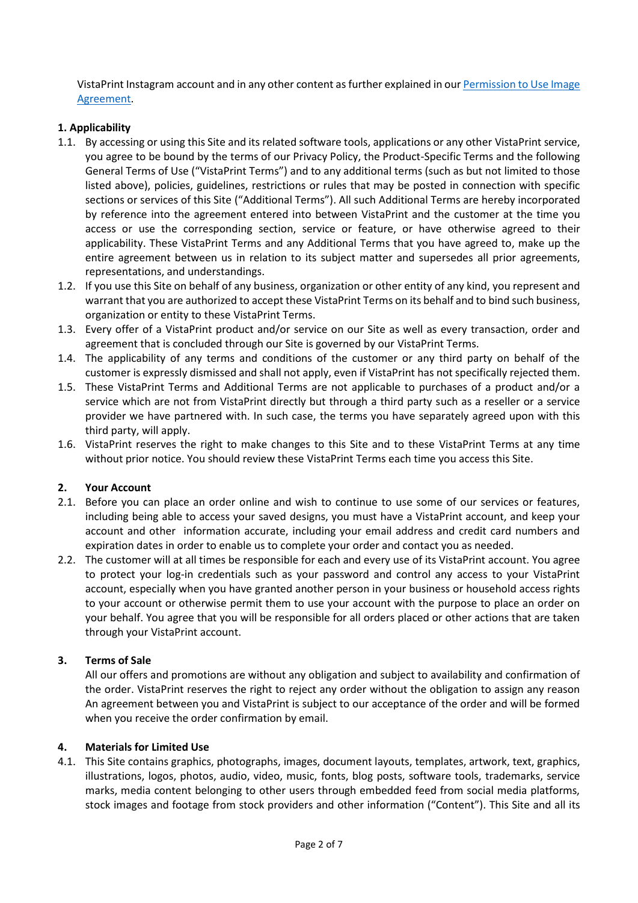VistaPrint Instagram account and in any other content as further explained in our [Permission to Use Image Agreement].

## 1. Applicability

1.1. By accessing or using this Site and its related software tools, applications or any other VistaPrint service, you agree to be bound by the terms of our Privacy Policy, the Product-Specific Terms and the following General Terms of Use ("VistaPrint Terms") and to any additional terms (such as but not limited to those listed above), policies, guidelines, restrictions or rules that may be posted in connection with specific sections or services of this Site ("Additional Terms"). All such Additional Terms are hereby incorporated by reference into the agreement entered into between VistaPrint and the customer at the time you access or use the corresponding section, service or feature, or have otherwise agreed to their applicability. These VistaPrint Terms and any Additional Terms that you have agreed to, make up the entire agreement between us in relation to its subject matter and supersedes all prior agreements, representations, and understandings.

1.2. If you use this Site on behalf of any business, organization or other entity of any kind, you represent and warrant that you are authorized to accept these VistaPrint Terms on its behalf and to bind such business, organization or entity to these VistaPrint Terms.

1.3. Every offer of a VistaPrint product and/or service on our Site as well as every transaction, order and agreement that is concluded through our Site is governed by our VistaPrint Terms.

1.4. The applicability of any terms and conditions of the customer or any third party on behalf of the customer is expressly dismissed and shall not apply, even if VistaPrint has not specifically rejected them.

1.5. These VistaPrint Terms and Additional Terms are not applicable to purchases of a product and/or a service which are not from VistaPrint directly but through a third party such as a reseller or a service provider we have partnered with. In such case, the terms you have separately agreed upon with this third party, will apply.

1.6. VistaPrint reserves the right to make changes to this Site and to these VistaPrint Terms at any time without prior notice. You should review these VistaPrint Terms each time you access this Site.

## 2. Your Account

2.1. Before you can place an order online and wish to continue to use some of our services or features, including being able to access your saved designs, you must have a VistaPrint account, and keep your account and other information accurate, including your email address and credit card numbers and expiration dates in order to enable us to complete your order and contact you as needed.

2.2. The customer will at all times be responsible for each and every use of its VistaPrint account. You agree to protect your log-in credentials such as your password and control any access to your VistaPrint account, especially when you have granted another person in your business or household access rights to your account or otherwise permit them to use your account with the purpose to place an order on your behalf. You agree that you will be responsible for all orders placed or other actions that are taken through your VistaPrint account.

## 3. Terms of Sale

All our offers and promotions are without any obligation and subject to availability and confirmation of the order. VistaPrint reserves the right to reject any order without the obligation to assign any reason An agreement between you and VistaPrint is subject to our acceptance of the order and will be formed when you receive the order confirmation by email.

## 4. Materials for Limited Use

4.1. This Site contains graphics, photographs, images, document layouts, templates, artwork, text, graphics, illustrations, logos, photos, audio, video, music, fonts, blog posts, software tools, trademarks, service marks, media content belonging to other users through embedded feed from social media platforms, stock images and footage from stock providers and other information ("Content"). This Site and all its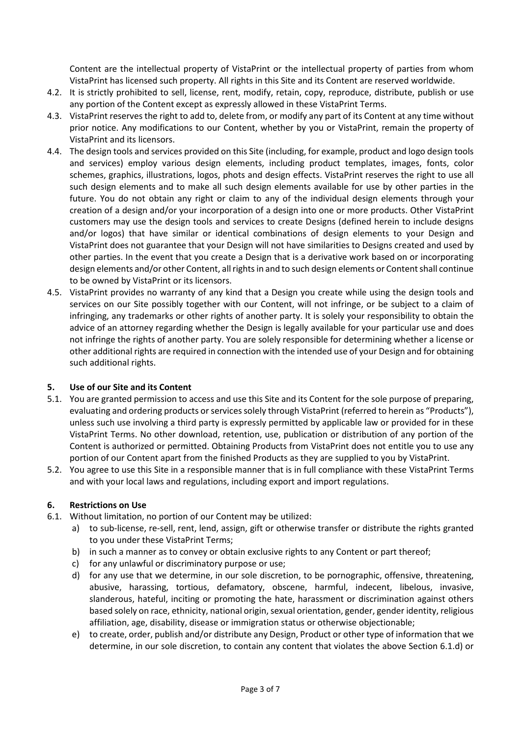Content are the intellectual property of VistaPrint or the intellectual property of parties from whom VistaPrint has licensed such property. All rights in this Site and its Content are reserved worldwide.

4.2. It is strictly prohibited to sell, license, rent, modify, retain, copy, reproduce, distribute, publish or use any portion of the Content except as expressly allowed in these VistaPrint Terms.

4.3. VistaPrint reserves the right to add to, delete from, or modify any part of its Content at any time without prior notice. Any modifications to our Content, whether by you or VistaPrint, remain the property of VistaPrint and its licensors.

4.4. The design tools and services provided on this Site (including, for example, product and logo design tools and services) employ various design elements, including product templates, images, fonts, color schemes, graphics, illustrations, logos, phots and design effects. VistaPrint reserves the right to use all such design elements and to make all such design elements available for use by other parties in the future. You do not obtain any right or claim to any of the individual design elements through your creation of a design and/or your incorporation of a design into one or more products. Other VistaPrint customers may use the design tools and services to create Designs (defined herein to include designs and/or logos) that have similar or identical combinations of design elements to your Design and VistaPrint does not guarantee that your Design will not have similarities to Designs created and used by other parties. In the event that you create a Design that is a derivative work based on or incorporating design elements and/or other Content, all rights in and to such design elements or Content shall continue to be owned by VistaPrint or its licensors.

4.5. VistaPrint provides no warranty of any kind that a Design you create while using the design tools and services on our Site possibly together with our Content, will not infringe, or be subject to a claim of infringing, any trademarks or other rights of another party. It is solely your responsibility to obtain the advice of an attorney regarding whether the Design is legally available for your particular use and does not infringe the rights of another party. You are solely responsible for determining whether a license or other additional rights are required in connection with the intended use of your Design and for obtaining such additional rights.

## 5. Use of our Site and its Content

5.1. You are granted permission to access and use this Site and its Content for the sole purpose of preparing, evaluating and ordering products or services solely through VistaPrint (referred to herein as "Products"), unless such use involving a third party is expressly permitted by applicable law or provided for in these VistaPrint Terms. No other download, retention, use, publication or distribution of any portion of the Content is authorized or permitted. Obtaining Products from VistaPrint does not entitle you to use any portion of our Content apart from the finished Products as they are supplied to you by VistaPrint.

5.2. You agree to use this Site in a responsible manner that is in full compliance with these VistaPrint Terms and with your local laws and regulations, including export and import regulations.

## 6. Restrictions on Use

6.1. Without limitation, no portion of our Content may be utilized:

a) to sub-license, re-sell, rent, lend, assign, gift or otherwise transfer or distribute the rights granted to you under these VistaPrint Terms;

b) in such a manner as to convey or obtain exclusive rights to any Content or part thereof;

c) for any unlawful or discriminatory purpose or use;

d) for any use that we determine, in our sole discretion, to be pornographic, offensive, threatening, abusive, harassing, tortious, defamatory, obscene, harmful, indecent, libelous, invasive, slanderous, hateful, inciting or promoting the hate, harassment or discrimination against others based solely on race, ethnicity, national origin, sexual orientation, gender, gender identity, religious affiliation, age, disability, disease or immigration status or otherwise objectionable;

e) to create, order, publish and/or distribute any Design, Product or other type of information that we determine, in our sole discretion, to contain any content that violates the above Section 6.1.d) or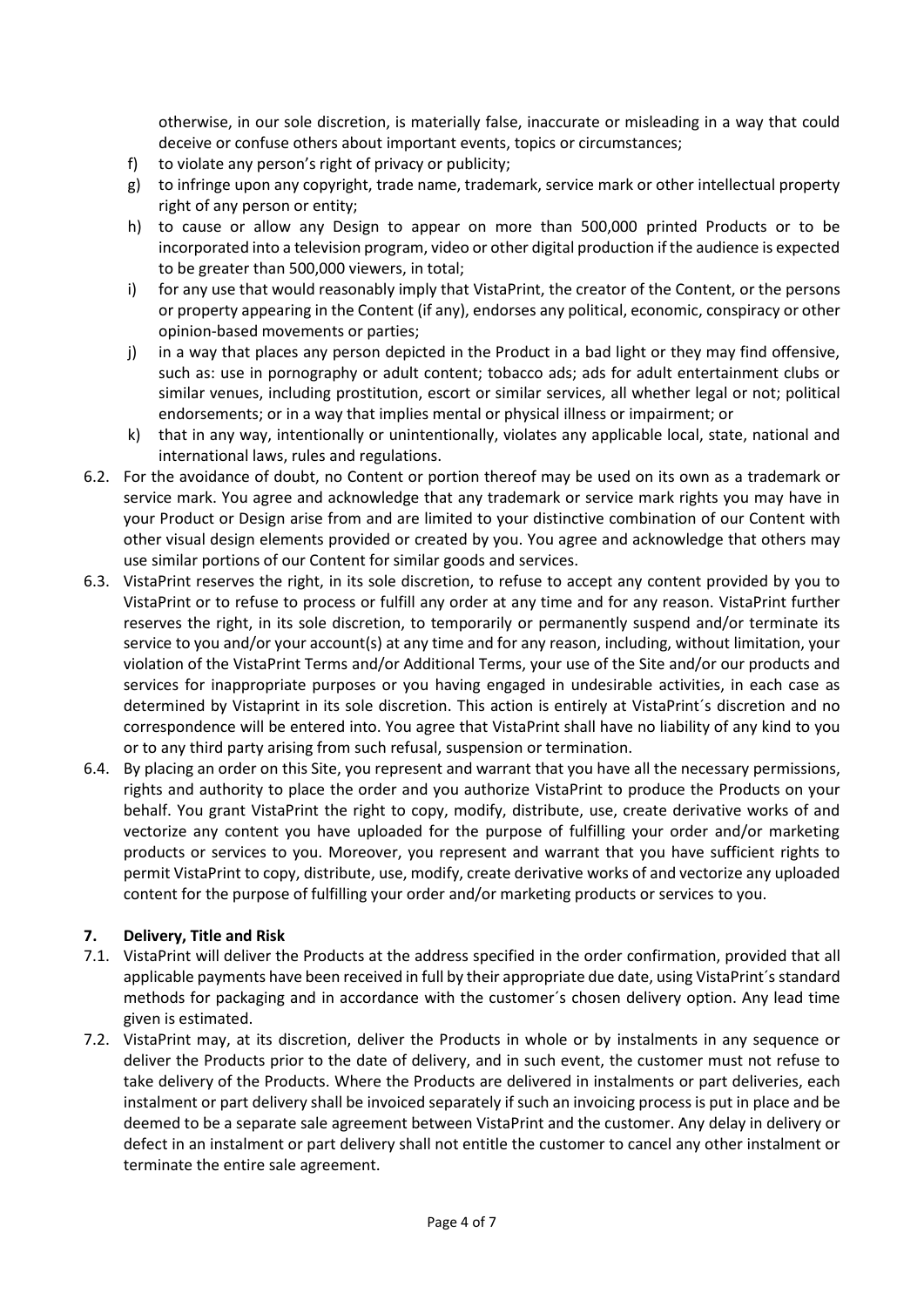otherwise, in our sole discretion, is materially false, inaccurate or misleading in a way that could deceive or confuse others about important events, topics or circumstances;

f) to violate any person's right of privacy or publicity;

g) to infringe upon any copyright, trade name, trademark, service mark or other intellectual property right of any person or entity;

h) to cause or allow any Design to appear on more than 500,000 printed Products or to be incorporated into a television program, video or other digital production if the audience is expected to be greater than 500,000 viewers, in total;

i) for any use that would reasonably imply that VistaPrint, the creator of the Content, or the persons or property appearing in the Content (if any), endorses any political, economic, conspiracy or other opinion-based movements or parties;

j) in a way that places any person depicted in the Product in a bad light or they may find offensive, such as: use in pornography or adult content; tobacco ads; ads for adult entertainment clubs or similar venues, including prostitution, escort or similar services, all whether legal or not; political endorsements; or in a way that implies mental or physical illness or impairment; or

k) that in any way, intentionally or unintentionally, violates any applicable local, state, national and international laws, rules and regulations.

6.2. For the avoidance of doubt, no Content or portion thereof may be used on its own as a trademark or service mark. You agree and acknowledge that any trademark or service mark rights you may have in your Product or Design arise from and are limited to your distinctive combination of our Content with other visual design elements provided or created by you. You agree and acknowledge that others may use similar portions of our Content for similar goods and services.

6.3. VistaPrint reserves the right, in its sole discretion, to refuse to accept any content provided by you to VistaPrint or to refuse to process or fulfill any order at any time and for any reason. VistaPrint further reserves the right, in its sole discretion, to temporarily or permanently suspend and/or terminate its service to you and/or your account(s) at any time and for any reason, including, without limitation, your violation of the VistaPrint Terms and/or Additional Terms, your use of the Site and/or our products and services for inappropriate purposes or you having engaged in undesirable activities, in each case as determined by Vistaprint in its sole discretion. This action is entirely at VistaPrint´s discretion and no correspondence will be entered into. You agree that VistaPrint shall have no liability of any kind to you or to any third party arising from such refusal, suspension or termination.

6.4. By placing an order on this Site, you represent and warrant that you have all the necessary permissions, rights and authority to place the order and you authorize VistaPrint to produce the Products on your behalf. You grant VistaPrint the right to copy, modify, distribute, use, create derivative works of and vectorize any content you have uploaded for the purpose of fulfilling your order and/or marketing products or services to you. Moreover, you represent and warrant that you have sufficient rights to permit VistaPrint to copy, distribute, use, modify, create derivative works of and vectorize any uploaded content for the purpose of fulfilling your order and/or marketing products or services to you.

## 7. Delivery, Title and Risk

7.1. VistaPrint will deliver the Products at the address specified in the order confirmation, provided that all applicable payments have been received in full by their appropriate due date, using VistaPrint´s standard methods for packaging and in accordance with the customer´s chosen delivery option. Any lead time given is estimated.

7.2. VistaPrint may, at its discretion, deliver the Products in whole or by instalments in any sequence or deliver the Products prior to the date of delivery, and in such event, the customer must not refuse to take delivery of the Products. Where the Products are delivered in instalments or part deliveries, each instalment or part delivery shall be invoiced separately if such an invoicing process is put in place and be deemed to be a separate sale agreement between VistaPrint and the customer. Any delay in delivery or defect in an instalment or part delivery shall not entitle the customer to cancel any other instalment or terminate the entire sale agreement.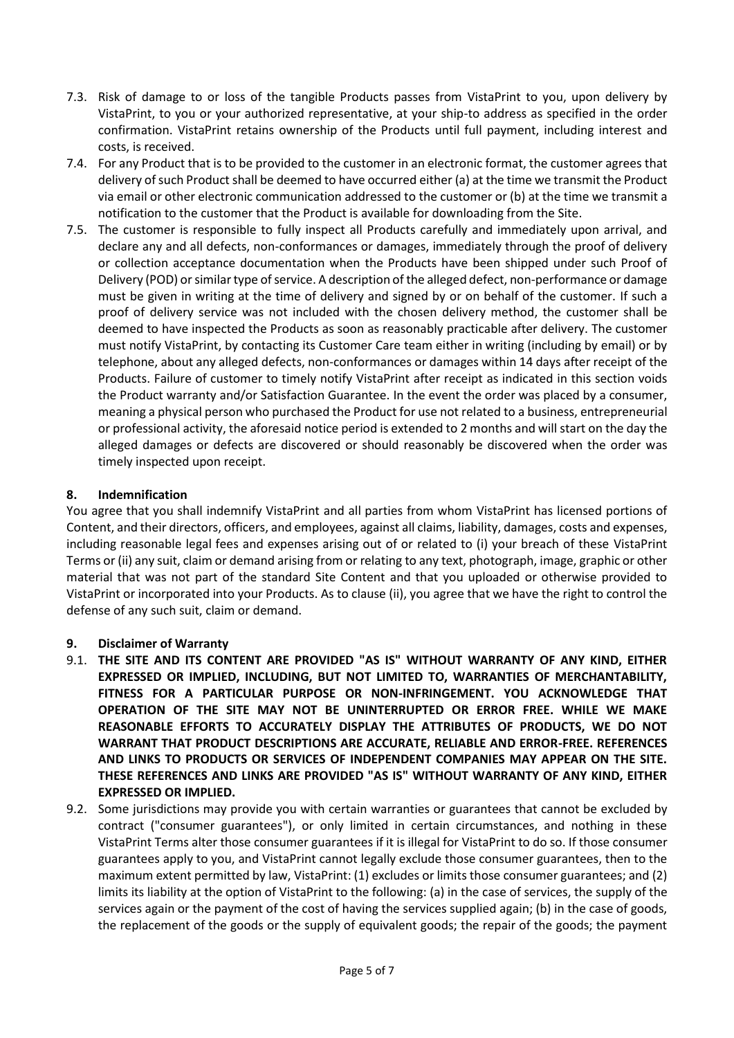7.3. Risk of damage to or loss of the tangible Products passes from VistaPrint to you, upon delivery by VistaPrint, to you or your authorized representative, at your ship-to address as specified in the order confirmation. VistaPrint retains ownership of the Products until full payment, including interest and costs, is received.

7.4. For any Product that is to be provided to the customer in an electronic format, the customer agrees that delivery of such Product shall be deemed to have occurred either (a) at the time we transmit the Product via email or other electronic communication addressed to the customer or (b) at the time we transmit a notification to the customer that the Product is available for downloading from the Site.

7.5. The customer is responsible to fully inspect all Products carefully and immediately upon arrival, and declare any and all defects, non-conformances or damages, immediately through the proof of delivery or collection acceptance documentation when the Products have been shipped under such Proof of Delivery (POD) or similar type of service. A description of the alleged defect, non-performance or damage must be given in writing at the time of delivery and signed by or on behalf of the customer. If such a proof of delivery service was not included with the chosen delivery method, the customer shall be deemed to have inspected the Products as soon as reasonably practicable after delivery. The customer must notify VistaPrint, by contacting its Customer Care team either in writing (including by email) or by telephone, about any alleged defects, non-conformances or damages within 14 days after receipt of the Products. Failure of customer to timely notify VistaPrint after receipt as indicated in this section voids the Product warranty and/or Satisfaction Guarantee. In the event the order was placed by a consumer, meaning a physical person who purchased the Product for use not related to a business, entrepreneurial or professional activity, the aforesaid notice period is extended to 2 months and will start on the day the alleged damages or defects are discovered or should reasonably be discovered when the order was timely inspected upon receipt.

## 8. Indemnification

You agree that you shall indemnify VistaPrint and all parties from whom VistaPrint has licensed portions of Content, and their directors, officers, and employees, against all claims, liability, damages, costs and expenses, including reasonable legal fees and expenses arising out of or related to (i) your breach of these VistaPrint Terms or (ii) any suit, claim or demand arising from or relating to any text, photograph, image, graphic or other material that was not part of the standard Site Content and that you uploaded or otherwise provided to VistaPrint or incorporated into your Products. As to clause (ii), you agree that we have the right to control the defense of any such suit, claim or demand.

## 9. Disclaimer of Warranty

9.1. **THE SITE AND ITS CONTENT ARE PROVIDED "AS IS" WITHOUT WARRANTY OF ANY KIND, EITHER EXPRESSED OR IMPLIED, INCLUDING, BUT NOT LIMITED TO, WARRANTIES OF MERCHANTABILITY, FITNESS FOR A PARTICULAR PURPOSE OR NON-INFRINGEMENT. YOU ACKNOWLEDGE THAT OPERATION OF THE SITE MAY NOT BE UNINTERRUPTED OR ERROR FREE. WHILE WE MAKE REASONABLE EFFORTS TO ACCURATELY DISPLAY THE ATTRIBUTES OF PRODUCTS, WE DO NOT WARRANT THAT PRODUCT DESCRIPTIONS ARE ACCURATE, RELIABLE AND ERROR-FREE. REFERENCES AND LINKS TO PRODUCTS OR SERVICES OF INDEPENDENT COMPANIES MAY APPEAR ON THE SITE. THESE REFERENCES AND LINKS ARE PROVIDED "AS IS" WITHOUT WARRANTY OF ANY KIND, EITHER EXPRESSED OR IMPLIED.**

9.2. Some jurisdictions may provide you with certain warranties or guarantees that cannot be excluded by contract ("consumer guarantees"), or only limited in certain circumstances, and nothing in these VistaPrint Terms alter those consumer guarantees if it is illegal for VistaPrint to do so. If those consumer guarantees apply to you, and VistaPrint cannot legally exclude those consumer guarantees, then to the maximum extent permitted by law, VistaPrint: (1) excludes or limits those consumer guarantees; and (2) limits its liability at the option of VistaPrint to the following: (a) in the case of services, the supply of the services again or the payment of the cost of having the services supplied again; (b) in the case of goods, the replacement of the goods or the supply of equivalent goods; the repair of the goods; the payment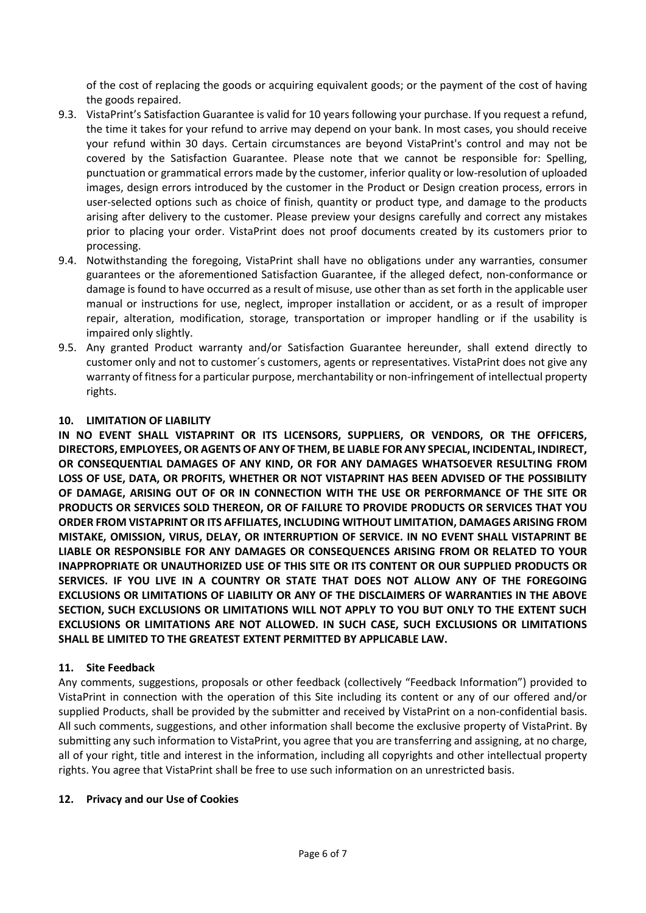of the cost of replacing the goods or acquiring equivalent goods; or the payment of the cost of having the goods repaired.

9.3. VistaPrint's Satisfaction Guarantee is valid for 10 years following your purchase. If you request a refund, the time it takes for your refund to arrive may depend on your bank. In most cases, you should receive your refund within 30 days. Certain circumstances are beyond VistaPrint's control and may not be covered by the Satisfaction Guarantee. Please note that we cannot be responsible for: Spelling, punctuation or grammatical errors made by the customer, inferior quality or low-resolution of uploaded images, design errors introduced by the customer in the Product or Design creation process, errors in user-selected options such as choice of finish, quantity or product type, and damage to the products arising after delivery to the customer. Please preview your designs carefully and correct any mistakes prior to placing your order. VistaPrint does not proof documents created by its customers prior to processing.

9.4. Notwithstanding the foregoing, VistaPrint shall have no obligations under any warranties, consumer guarantees or the aforementioned Satisfaction Guarantee, if the alleged defect, non-conformance or damage is found to have occurred as a result of misuse, use other than as set forth in the applicable user manual or instructions for use, neglect, improper installation or accident, or as a result of improper repair, alteration, modification, storage, transportation or improper handling or if the usability is impaired only slightly.

9.5. Any granted Product warranty and/or Satisfaction Guarantee hereunder, shall extend directly to customer only and not to customer´s customers, agents or representatives. VistaPrint does not give any warranty of fitness for a particular purpose, merchantability or non-infringement of intellectual property rights.

## 10. LIMITATION OF LIABILITY

**IN NO EVENT SHALL VISTAPRINT OR ITS LICENSORS, SUPPLIERS, OR VENDORS, OR THE OFFICERS, DIRECTORS, EMPLOYEES, OR AGENTS OF ANY OF THEM, BE LIABLE FOR ANY SPECIAL, INCIDENTAL, INDIRECT, OR CONSEQUENTIAL DAMAGES OF ANY KIND, OR FOR ANY DAMAGES WHATSOEVER RESULTING FROM LOSS OF USE, DATA, OR PROFITS, WHETHER OR NOT VISTAPRINT HAS BEEN ADVISED OF THE POSSIBILITY OF DAMAGE, ARISING OUT OF OR IN CONNECTION WITH THE USE OR PERFORMANCE OF THE SITE OR PRODUCTS OR SERVICES SOLD THEREON, OR OF FAILURE TO PROVIDE PRODUCTS OR SERVICES THAT YOU ORDER FROM VISTAPRINT OR ITS AFFILIATES, INCLUDING WITHOUT LIMITATION, DAMAGES ARISING FROM MISTAKE, OMISSION, VIRUS, DELAY, OR INTERRUPTION OF SERVICE. IN NO EVENT SHALL VISTAPRINT BE LIABLE OR RESPONSIBLE FOR ANY DAMAGES OR CONSEQUENCES ARISING FROM OR RELATED TO YOUR INAPPROPRIATE OR UNAUTHORIZED USE OF THIS SITE OR ITS CONTENT OR OUR SUPPLIED PRODUCTS OR SERVICES. IF YOU LIVE IN A COUNTRY OR STATE THAT DOES NOT ALLOW ANY OF THE FOREGOING EXCLUSIONS OR LIMITATIONS OF LIABILITY OR ANY OF THE DISCLAIMERS OF WARRANTIES IN THE ABOVE SECTION, SUCH EXCLUSIONS OR LIMITATIONS WILL NOT APPLY TO YOU BUT ONLY TO THE EXTENT SUCH EXCLUSIONS OR LIMITATIONS ARE NOT ALLOWED. IN SUCH CASE, SUCH EXCLUSIONS OR LIMITATIONS SHALL BE LIMITED TO THE GREATEST EXTENT PERMITTED BY APPLICABLE LAW.**

## 11. Site Feedback

Any comments, suggestions, proposals or other feedback (collectively "Feedback Information") provided to VistaPrint in connection with the operation of this Site including its content or any of our offered and/or supplied Products, shall be provided by the submitter and received by VistaPrint on a non-confidential basis. All such comments, suggestions, and other information shall become the exclusive property of VistaPrint. By submitting any such information to VistaPrint, you agree that you are transferring and assigning, at no charge, all of your right, title and interest in the information, including all copyrights and other intellectual property rights. You agree that VistaPrint shall be free to use such information on an unrestricted basis.

## 12. Privacy and our Use of Cookies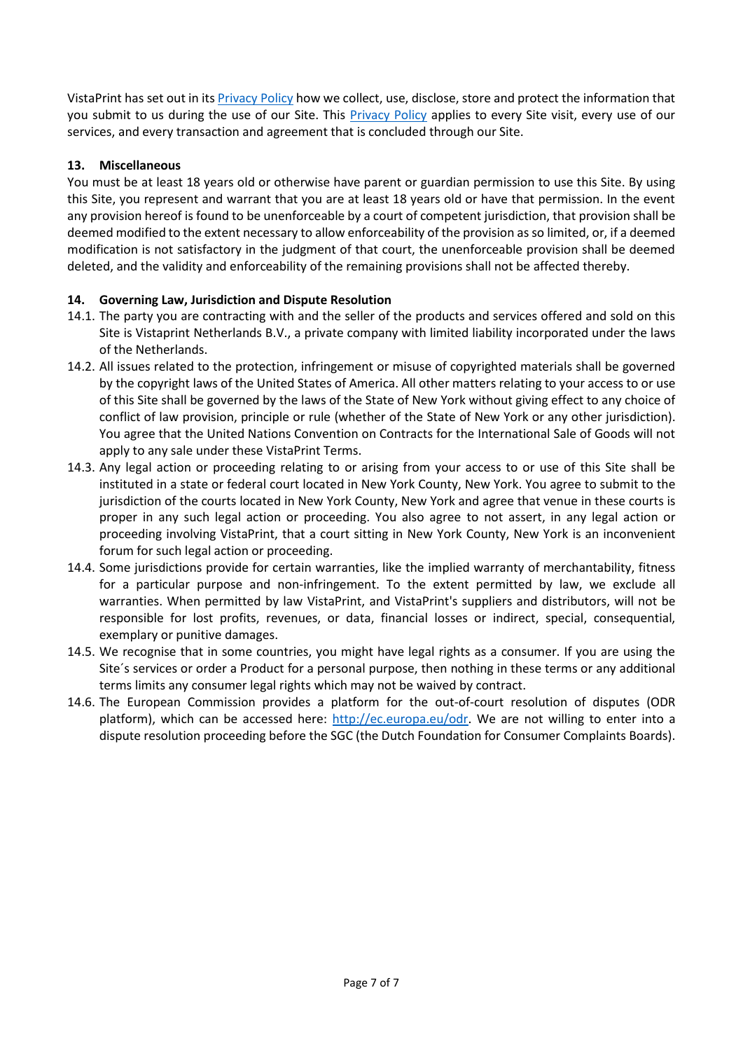VistaPrint has set out in its [Privacy Policy] how we collect, use, disclose, store and protect the information that you submit to us during the use of our Site. This [Privacy Policy] applies to every Site visit, every use of our services, and every transaction and agreement that is concluded through our Site.

## 13. Miscellaneous

You must be at least 18 years old or otherwise have parent or guardian permission to use this Site. By using this Site, you represent and warrant that you are at least 18 years old or have that permission. In the event any provision hereof is found to be unenforceable by a court of competent jurisdiction, that provision shall be deemed modified to the extent necessary to allow enforceability of the provision as so limited, or, if a deemed modification is not satisfactory in the judgment of that court, the unenforceable provision shall be deemed deleted, and the validity and enforceability of the remaining provisions shall not be affected thereby.

## 14. Governing Law, Jurisdiction and Dispute Resolution

14.1. The party you are contracting with and the seller of the products and services offered and sold on this Site is Vistaprint Netherlands B.V., a private company with limited liability incorporated under the laws of the Netherlands.

14.2. All issues related to the protection, infringement or misuse of copyrighted materials shall be governed by the copyright laws of the United States of America. All other matters relating to your access to or use of this Site shall be governed by the laws of the State of New York without giving effect to any choice of conflict of law provision, principle or rule (whether of the State of New York or any other jurisdiction). You agree that the United Nations Convention on Contracts for the International Sale of Goods will not apply to any sale under these VistaPrint Terms.

14.3. Any legal action or proceeding relating to or arising from your access to or use of this Site shall be instituted in a state or federal court located in New York County, New York. You agree to submit to the jurisdiction of the courts located in New York County, New York and agree that venue in these courts is proper in any such legal action or proceeding. You also agree to not assert, in any legal action or proceeding involving VistaPrint, that a court sitting in New York County, New York is an inconvenient forum for such legal action or proceeding.

14.4. Some jurisdictions provide for certain warranties, like the implied warranty of merchantability, fitness for a particular purpose and non-infringement. To the extent permitted by law, we exclude all warranties. When permitted by law VistaPrint, and VistaPrint's suppliers and distributors, will not be responsible for lost profits, revenues, or data, financial losses or indirect, special, consequential, exemplary or punitive damages.

14.5. We recognise that in some countries, you might have legal rights as a consumer. If you are using the Site´s services or order a Product for a personal purpose, then nothing in these terms or any additional terms limits any consumer legal rights which may not be waived by contract.

14.6. The European Commission provides a platform for the out-of-court resolution of disputes (ODR platform), which can be accessed here: [http://ec.europa.eu/odr](http://ec.europa.eu/odr). We are not willing to enter into a dispute resolution proceeding before the SGC (the Dutch Foundation for Consumer Complaints Boards).